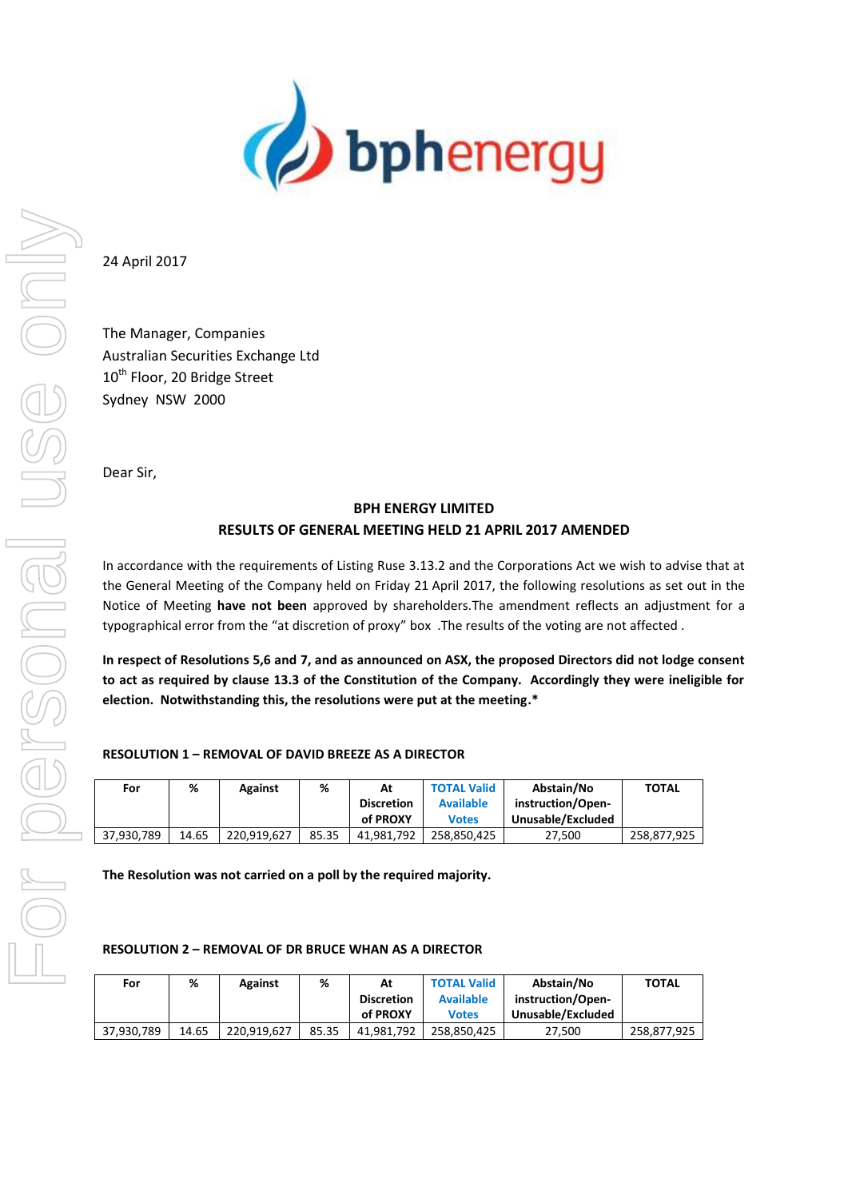24 April 2017

The Manager, Companies
Australian Securities Exchange Ltd
10th Floor, 20 Bridge Street
Sydney NSW 2000

Dear Sir,

**BPH ENERGY LIMITED**
**RESULTS OF GENERAL MEETING HELD 21 APRIL 2017 AMENDED**

In accordance with the requirements of Listing Ruse 3.13.2 and the Corporations Act we wish to advise that at the General Meeting of the Company held on Friday 21 April 2017, the following resolutions as set out in the Notice of Meeting **have not been** approved by shareholders.The amendment reflects an adjustment for a typographical error from the "at discretion of proxy" box .The results of the voting are not affected .

**In respect of Resolutions 5,6 and 7, and as announced on ASX, the proposed Directors did not lodge consent to act as required by clause 13.3 of the Constitution of the Company. Accordingly they were ineligible for election. Notwithstanding this, the resolutions were put at the meeting.***

**RESOLUTION 1 – REMOVAL OF DAVID BREEZE AS A DIRECTOR**

| For | % | Against | % | At Discretion of PROXY | TOTAL Valid Available Votes | Abstain/No instruction/Open-Unusable/Excluded | TOTAL |
|---|---|---|---|---|---|---|---|
| 37,930,789 | 14.65 | 220,919,627 | 85.35 | 41,981,792 | 258,850,425 | 27,500 | 258,877,925 |

**The Resolution was not carried on a poll by the required majority.**

**RESOLUTION 2 – REMOVAL OF DR BRUCE WHAN AS A DIRECTOR**

| For | % | Against | % | At Discretion of PROXY | TOTAL Valid Available Votes | Abstain/No instruction/Open-Unusable/Excluded | TOTAL |
|---|---|---|---|---|---|---|---|
| 37,930,789 | 14.65 | 220,919,627 | 85.35 | 41,981,792 | 258,850,425 | 27,500 | 258,877,925 |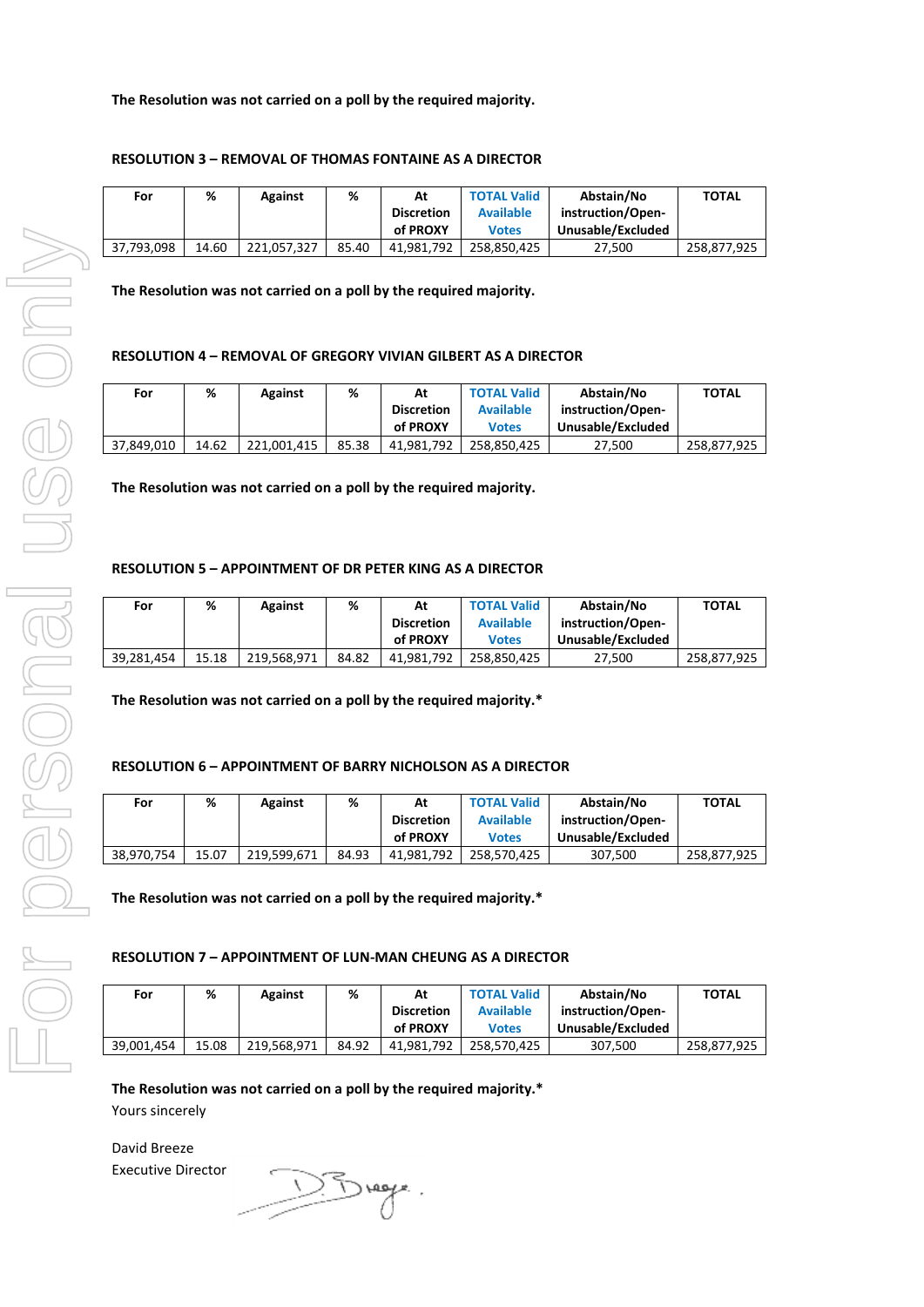**The Resolution was not carried on a poll by the required majority.**

**RESOLUTION 3 – REMOVAL OF THOMAS FONTAINE AS A DIRECTOR**

| For | % | Against | % | At Discretion of PROXY | TOTAL Valid Available Votes | Abstain/No instruction/Open-Unusable/Excluded | TOTAL |
|---|---|---|---|---|---|---|---|
| 37,793,098 | 14.60 | 221,057,327 | 85.40 | 41,981,792 | 258,850,425 | 27,500 | 258,877,925 |

**The Resolution was not carried on a poll by the required majority.**

**RESOLUTION 4 – REMOVAL OF GREGORY VIVIAN GILBERT AS A DIRECTOR**

| For | % | Against | % | At Discretion of PROXY | TOTAL Valid Available Votes | Abstain/No instruction/Open-Unusable/Excluded | TOTAL |
|---|---|---|---|---|---|---|---|
| 37,849,010 | 14.62 | 221,001,415 | 85.38 | 41,981,792 | 258,850,425 | 27,500 | 258,877,925 |

**The Resolution was not carried on a poll by the required majority.**

**RESOLUTION 5 – APPOINTMENT OF DR PETER KING AS A DIRECTOR**

| For | % | Against | % | At Discretion of PROXY | TOTAL Valid Available Votes | Abstain/No instruction/Open-Unusable/Excluded | TOTAL |
|---|---|---|---|---|---|---|---|
| 39,281,454 | 15.18 | 219,568,971 | 84.82 | 41,981,792 | 258,850,425 | 27,500 | 258,877,925 |

**The Resolution was not carried on a poll by the required majority.***

**RESOLUTION 6 – APPOINTMENT OF BARRY NICHOLSON AS A DIRECTOR**

| For | % | Against | % | At Discretion of PROXY | TOTAL Valid Available Votes | Abstain/No instruction/Open-Unusable/Excluded | TOTAL |
|---|---|---|---|---|---|---|---|
| 38,970,754 | 15.07 | 219,599,671 | 84.93 | 41,981,792 | 258,570,425 | 307,500 | 258,877,925 |

**The Resolution was not carried on a poll by the required majority.***

**RESOLUTION 7 – APPOINTMENT OF LUN-MAN CHEUNG AS A DIRECTOR**

| For | % | Against | % | At Discretion of PROXY | TOTAL Valid Available Votes | Abstain/No instruction/Open-Unusable/Excluded | TOTAL |
|---|---|---|---|---|---|---|---|
| 39,001,454 | 15.08 | 219,568,971 | 84.92 | 41,981,792 | 258,570,425 | 307,500 | 258,877,925 |

**The Resolution was not carried on a poll by the required majority.***

Yours sincerely

David Breeze
Executive Director